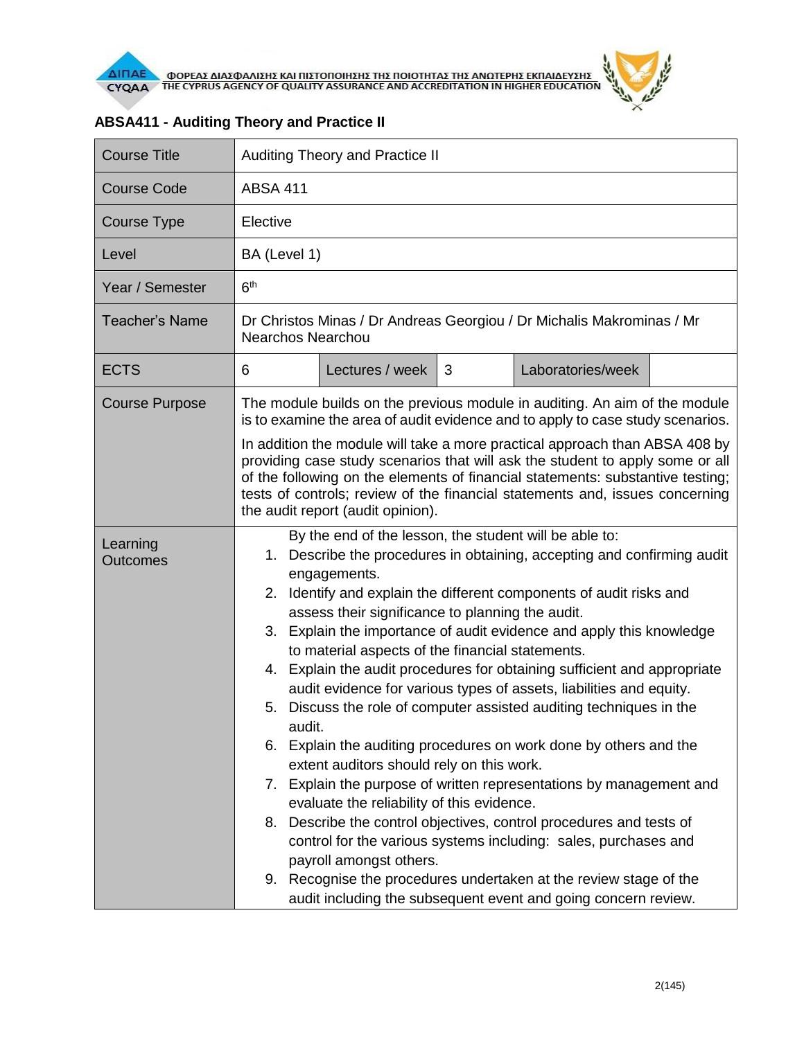ΦΟΡΕΑΣ ΔΙΑΣΦΑΛΙΣΗΣ ΚΑΙ ΠΙΣΤΟΠΟΙΗΣΗΣ ΤΗΣ ΠΟΙΟΤΗΤΑΣ ΤΗΣ ΑΝΩΤΕΡΗΣ ΕΚΠΑΙΔΕΥΣΗΣ
THE CYPRUS AGENCY OF QUALITY ASSURANCE AND ACCREDITATION IN HIGHER EDUCATION

## ABSA411 - Auditing Theory and Practice II

| Course Title | Auditing Theory and Practice II | | | | |
|---|---|---|---|---|---|
| Course Code | ABSA 411 | | | | |
| Course Type | Elective | | | | |
| Level | BA (Level 1) | | | | |
| Year / Semester | 6th | | | | |
| Teacher's Name | Dr Christos Minas / Dr Andreas Georgiou / Dr Michalis Makrominas / Mr Nearchos Nearchou | | | | |
| ECTS | 6 | Lectures / week | 3 | Laboratories/week | |
| Course Purpose | The module builds on the previous module in auditing. An aim of the module is to examine the area of audit evidence and to apply to case study scenarios.<br><br>In addition the module will take a more practical approach than ABSA 408 by providing case study scenarios that will ask the student to apply some or all of the following on the elements of financial statements: substantive testing; tests of controls; review of the financial statements and, issues concerning the audit report (audit opinion). | | | | |
| Learning Outcomes | By the end of the lesson, the student will be able to:<br>1. Describe the procedures in obtaining, accepting and confirming audit engagements.<br>2. Identify and explain the different components of audit risks and assess their significance to planning the audit.<br>3. Explain the importance of audit evidence and apply this knowledge to material aspects of the financial statements.<br>4. Explain the audit procedures for obtaining sufficient and appropriate audit evidence for various types of assets, liabilities and equity.<br>5. Discuss the role of computer assisted auditing techniques in the audit.<br>6. Explain the auditing procedures on work done by others and the extent auditors should rely on this work.<br>7. Explain the purpose of written representations by management and evaluate the reliability of this evidence.<br>8. Describe the control objectives, control procedures and tests of control for the various systems including: sales, purchases and payroll amongst others.<br>9. Recognise the procedures undertaken at the review stage of the audit including the subsequent event and going concern review. | | | | |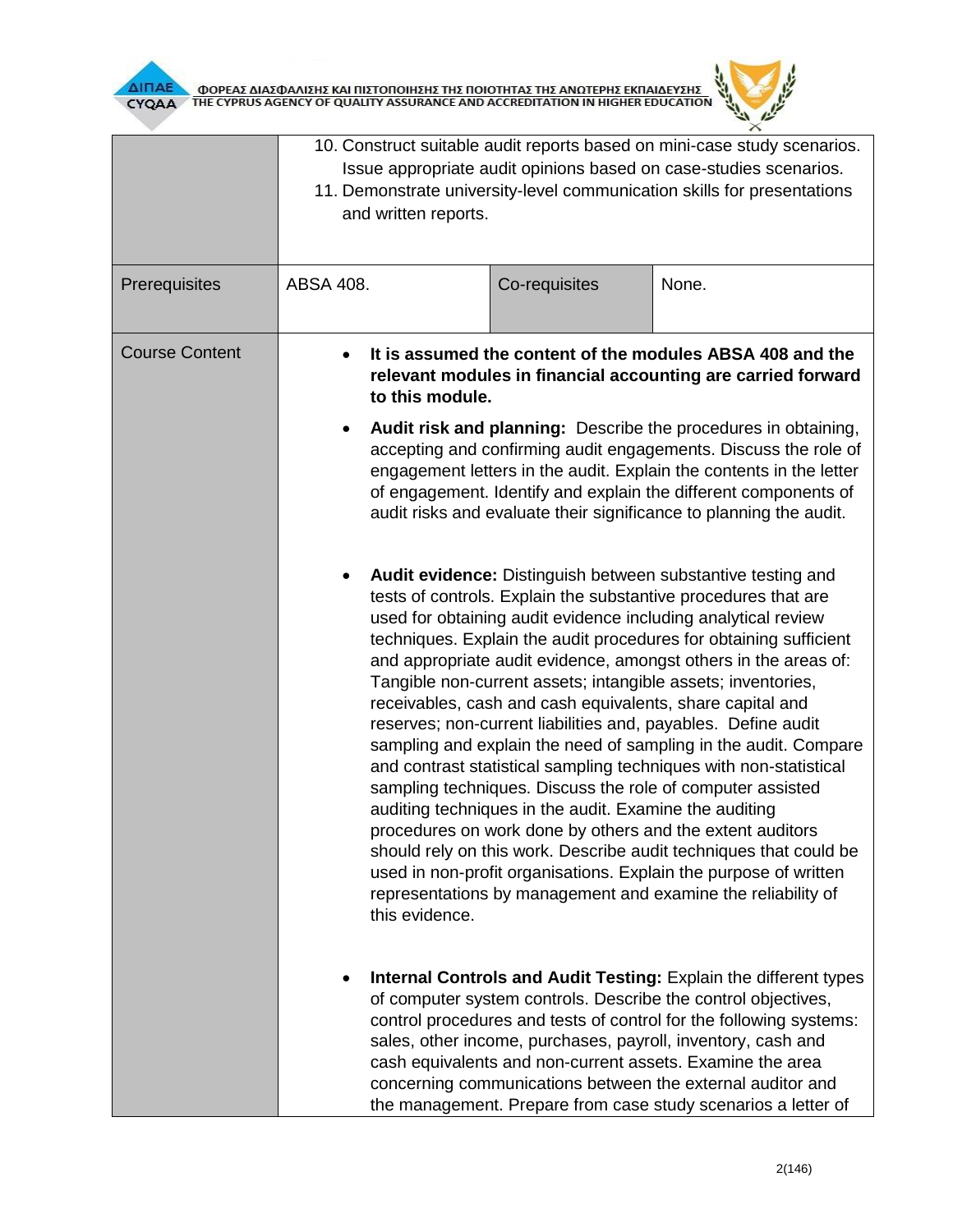| | | | |
|---|---|---|---|
| | 10. Construct suitable audit reports based on mini-case study scenarios. Issue appropriate audit opinions based on case-studies scenarios.<br>11. Demonstrate university-level communication skills for presentations and written reports. | | |
| Prerequisites | ABSA 408. | Co-requisites | None. |
| Course Content | • **It is assumed the content of the modules ABSA 408 and the relevant modules in financial accounting are carried forward to this module.**<br><br>• **Audit risk and planning:** Describe the procedures in obtaining, accepting and confirming audit engagements. Discuss the role of engagement letters in the audit. Explain the contents in the letter of engagement. Identify and explain the different components of audit risks and evaluate their significance to planning the audit.<br><br>• **Audit evidence:** Distinguish between substantive testing and tests of controls. Explain the substantive procedures that are used for obtaining audit evidence including analytical review techniques. Explain the audit procedures for obtaining sufficient and appropriate audit evidence, amongst others in the areas of: Tangible non-current assets; intangible assets; inventories, receivables, cash and cash equivalents, share capital and reserves; non-current liabilities and, payables. Define audit sampling and explain the need of sampling in the audit. Compare and contrast statistical sampling techniques with non-statistical sampling techniques. Discuss the role of computer assisted auditing techniques in the audit. Examine the auditing procedures on work done by others and the extent auditors should rely on this work. Describe audit techniques that could be used in non-profit organisations. Explain the purpose of written representations by management and examine the reliability of this evidence.<br><br>• **Internal Controls and Audit Testing:** Explain the different types of computer system controls. Describe the control objectives, control procedures and tests of control for the following systems: sales, other income, purchases, payroll, inventory, cash and cash equivalents and non-current assets. Examine the area concerning communications between the external auditor and the management. Prepare from case study scenarios a letter of | | |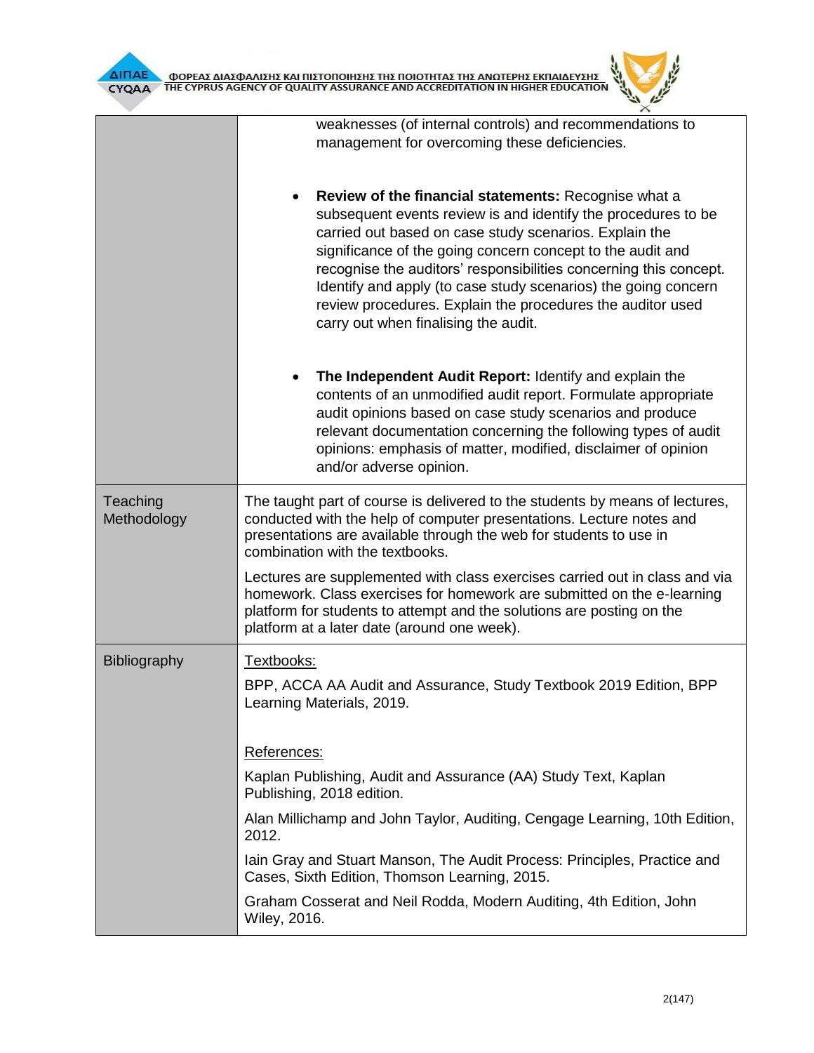| | |
|---|---|
| | weaknesses (of internal controls) and recommendations to management for overcoming these deficiencies.<br><br>• **Review of the financial statements:** Recognise what a subsequent events review is and identify the procedures to be carried out based on case study scenarios. Explain the significance of the going concern concept to the audit and recognise the auditors' responsibilities concerning this concept. Identify and apply (to case study scenarios) the going concern review procedures. Explain the procedures the auditor used carry out when finalising the audit.<br><br>• **The Independent Audit Report:** Identify and explain the contents of an unmodified audit report. Formulate appropriate audit opinions based on case study scenarios and produce relevant documentation concerning the following types of audit opinions: emphasis of matter, modified, disclaimer of opinion and/or adverse opinion. |
| Teaching Methodology | The taught part of course is delivered to the students by means of lectures, conducted with the help of computer presentations. Lecture notes and presentations are available through the web for students to use in combination with the textbooks.<br><br>Lectures are supplemented with class exercises carried out in class and via homework. Class exercises for homework are submitted on the e-learning platform for students to attempt and the solutions are posting on the platform at a later date (around one week). |
| Bibliography | Textbooks:<br><br>BPP, ACCA AA Audit and Assurance, Study Textbook 2019 Edition, BPP Learning Materials, 2019.<br><br>References:<br><br>Kaplan Publishing, Audit and Assurance (AA) Study Text, Kaplan Publishing, 2018 edition.<br><br>Alan Millichamp and John Taylor, Auditing, Cengage Learning, 10th Edition, 2012.<br><br>Iain Gray and Stuart Manson, The Audit Process: Principles, Practice and Cases, Sixth Edition, Thomson Learning, 2015.<br><br>Graham Cosserat and Neil Rodda, Modern Auditing, 4th Edition, John Wiley, 2016. |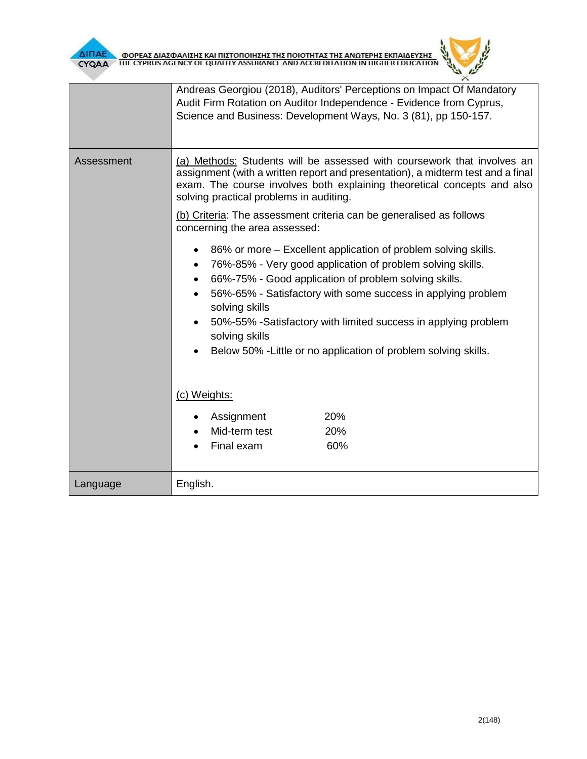| | |
|---|---|
| | Andreas Georgiou (2018), Auditors' Perceptions on Impact Of Mandatory Audit Firm Rotation on Auditor Independence - Evidence from Cyprus, Science and Business: Development Ways, No. 3 (81), pp 150-157. |
| Assessment | (a) Methods: Students will be assessed with coursework that involves an assignment (with a written report and presentation), a midterm test and a final exam. The course involves both explaining theoretical concepts and also solving practical problems in auditing.<br><br>(b) Criteria: The assessment criteria can be generalised as follows concerning the area assessed:<br><br>• 86% or more – Excellent application of problem solving skills.<br>• 76%-85% - Very good application of problem solving skills.<br>• 66%-75% - Good application of problem solving skills.<br>• 56%-65% - Satisfactory with some success in applying problem solving skills<br>• 50%-55% -Satisfactory with limited success in applying problem solving skills<br>• Below 50% -Little or no application of problem solving skills.<br><br>(c) Weights:<br><br>• Assignment 20%<br>• Mid-term test 20%<br>• Final exam 60% |
| Language | English. |